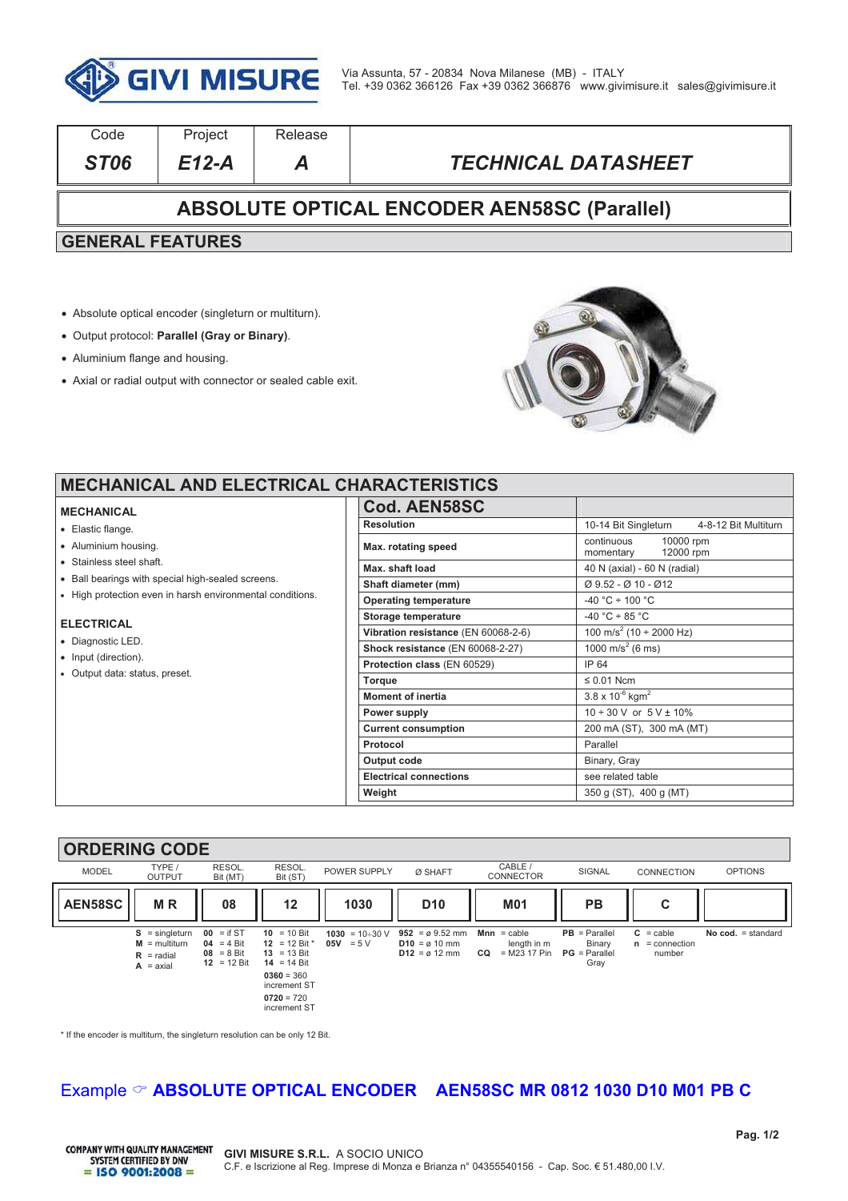GIVI MISURE

Via Assunta, 57 - 20834 Nova Milanese (MB) - ITALY
Tel. +39 0362 366126 Fax +39 0362 366876 www.givimisure.it sales@givimisure.it

| Code | Project | Release | |
|---|---|---|---|
| *ST06* | *E12-A* | *A* | *TECHNICAL DATASHEET* |

# ABSOLUTE OPTICAL ENCODER AEN58SC (Parallel)

## GENERAL FEATURES

- Absolute optical encoder (singleturn or multiturn).
- Output protocol: **Parallel (Gray or Binary)**.
- Aluminium flange and housing.
- Axial or radial output with connector or sealed cable exit.

## MECHANICAL AND ELECTRICAL CHARACTERISTICS

### MECHANICAL

- Elastic flange.
- Aluminium housing.
- Stainless steel shaft.
- Ball bearings with special high-sealed screens.
- High protection even in harsh environmental conditions.

### ELECTRICAL

- Diagnostic LED.
- Input (direction).
- Output data: status, preset.

| Cod. AEN58SC | |
|---|---|
| **Resolution** | 10-14 Bit Singleturn 4-8-12 Bit Multiturn |
| **Max. rotating speed** | continuous 10000 rpm<br>momentary 12000 rpm |
| **Max. shaft load** | 40 N (axial) - 60 N (radial) |
| **Shaft diameter (mm)** | Ø 9.52 - Ø 10 - Ø12 |
| **Operating temperature** | -40 °C ÷ 100 °C |
| **Storage temperature** | -40 °C ÷ 85 °C |
| **Vibration resistance** (EN 60068-2-6) | 100 m/s$^2$ (10 ÷ 2000 Hz) |
| **Shock resistance** (EN 60068-2-27) | 1000 m/s$^2$ (6 ms) |
| **Protection class** (EN 60529) | IP 64 |
| **Torque** | ≤ 0.01 Ncm |
| **Moment of inertia** | 3.8 x 10$^{-6}$ kgm$^2$ |
| **Power supply** | 10 ÷ 30 V or 5 V ± 10% |
| **Current consumption** | 200 mA (ST), 300 mA (MT) |
| **Protocol** | Parallel |
| **Output code** | Binary, Gray |
| **Electrical connections** | see related table |
| **Weight** | 350 g (ST), 400 g (MT) |

## ORDERING CODE

| MODEL | TYPE / OUTPUT | RESOL. Bit (MT) | RESOL. Bit (ST) | POWER SUPPLY | Ø SHAFT | CABLE / CONNECTOR | SIGNAL | CONNECTION | OPTIONS |
|---|---|---|---|---|---|---|---|---|---|
| **AEN58SC** | **M R** | **08** | **12** | **1030** | **D10** | **M01** | **PB** | **C** | |
| | **S** = singleturn<br>**M** = multiturn<br>**R** = radial<br>**A** = axial | **00** = if ST<br>**04** = 4 Bit<br>**08** = 8 Bit<br>**12** = 12 Bit | **10** = 10 Bit<br>**12** = 12 Bit *<br>**13** = 13 Bit<br>**14** = 14 Bit<br>**0360** = 360 increment ST<br>**0720** = 720 increment ST | **1030** = 10÷30 V<br>**05V** = 5 V | **952** = ø 9.52 mm<br>**D10** = ø 10 mm<br>**D12** = ø 12 mm | **Mnn** = cable length in m<br>**CQ** = M23 17 Pin | **PB** = Parallel Binary<br>**PG** = Parallel Gray | **C** = cable<br>**n** = connection number | **No cod.** = standard |

\* If the encoder is multiturn, the singleturn resolution can be only 12 Bit.

Example ☞ **ABSOLUTE OPTICAL ENCODER AEN58SC MR 0812 1030 D10 M01 PB C**

COMPANY WITH QUALITY MANAGEMENT SYSTEM CERTIFIED BY DNV = ISO 9001:2008 =

**GIVI MISURE S.R.L.** A SOCIO UNICO
C.F. e Iscrizione al Reg. Imprese di Monza e Brianza n° 04355540156 - Cap. Soc. € 51.480,00 I.V.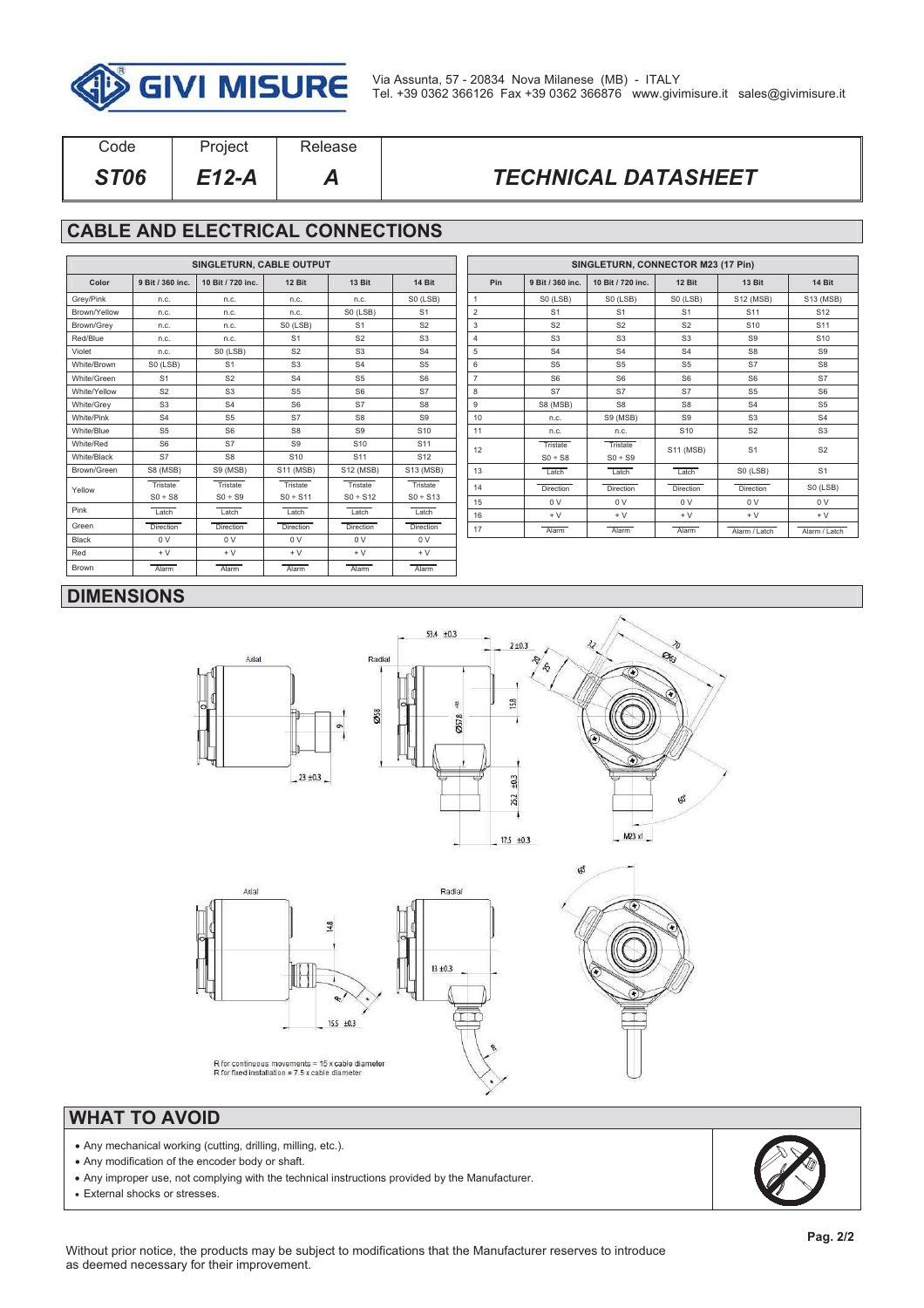Via Assunta, 57 - 20834 Nova Milanese (MB) - ITALY
Tel. +39 0362 366126 Fax +39 0362 366876 www.givimisure.it sales@givimisure.it

| Code | Project | Release | |
|---|---|---|---|
| ***ST06*** | ***E12-A*** | ***A*** | ***TECHNICAL DATASHEET*** |

## CABLE AND ELECTRICAL CONNECTIONS

| SINGLETURN, CABLE OUTPUT | | | | | |
|---|---|---|---|---|---|
| Color | 9 Bit / 360 inc. | 10 Bit / 720 inc. | 12 Bit | 13 Bit | 14 Bit |
| Grey/Pink | n.c. | n.c. | n.c. | n.c. | S0 (LSB) |
| Brown/Yellow | n.c. | n.c. | n.c. | S0 (LSB) | S1 |
| Brown/Grey | n.c. | n.c. | S0 (LSB) | S1 | S2 |
| Red/Blue | n.c. | n.c. | S1 | S2 | S3 |
| Violet | n.c. | S0 (LSB) | S2 | S3 | S4 |
| White/Brown | S0 (LSB) | S1 | S3 | S4 | S5 |
| White/Green | S1 | S2 | S4 | S5 | S6 |
| White/Yellow | S2 | S3 | S5 | S6 | S7 |
| White/Grey | S3 | S4 | S6 | S7 | S8 |
| White/Pink | S4 | S5 | S7 | S8 | S9 |
| White/Blue | S5 | S6 | S8 | S9 | S10 |
| White/Red | S6 | S7 | S9 | S10 | S11 |
| White/Black | S7 | S8 | S10 | S11 | S12 |
| Brown/Green | S8 (MSB) | S9 (MSB) | S11 (MSB) | S12 (MSB) | S13 (MSB) |
| Yellow | $\overline{\text{Tristate}}$ S0 ÷ S8 | $\overline{\text{Tristate}}$ S0 ÷ S9 | $\overline{\text{Tristate}}$ S0 ÷ S11 | $\overline{\text{Tristate}}$ S0 ÷ S12 | $\overline{\text{Tristate}}$ S0 ÷ S13 |
| Pink | $\overline{\text{Latch}}$ | $\overline{\text{Latch}}$ | $\overline{\text{Latch}}$ | $\overline{\text{Latch}}$ | $\overline{\text{Latch}}$ |
| Green | $\overline{\text{Direction}}$ | $\overline{\text{Direction}}$ | $\overline{\text{Direction}}$ | $\overline{\text{Direction}}$ | $\overline{\text{Direction}}$ |
| Black | 0 V | 0 V | 0 V | 0 V | 0 V |
| Red | + V | + V | + V | + V | + V |
| Brown | $\overline{\text{Alarm}}$ | $\overline{\text{Alarm}}$ | $\overline{\text{Alarm}}$ | $\overline{\text{Alarm}}$ | $\overline{\text{Alarm}}$ |

| SINGLETURN, CONNECTOR M23 (17 Pin) | | | | | |
|---|---|---|---|---|---|
| Pin | 9 Bit / 360 inc. | 10 Bit / 720 inc. | 12 Bit | 13 Bit | 14 Bit |
| 1 | S0 (LSB) | S0 (LSB) | S0 (LSB) | S12 (MSB) | S13 (MSB) |
| 2 | S1 | S1 | S1 | S11 | S12 |
| 3 | S2 | S2 | S2 | S10 | S11 |
| 4 | S3 | S3 | S3 | S9 | S10 |
| 5 | S4 | S4 | S4 | S8 | S9 |
| 6 | S5 | S5 | S5 | S7 | S8 |
| 7 | S6 | S6 | S6 | S6 | S7 |
| 8 | S7 | S7 | S7 | S5 | S6 |
| 9 | S8 (MSB) | S8 | S8 | S4 | S5 |
| 10 | n.c. | S9 (MSB) | S9 | S3 | S4 |
| 11 | n.c. | n.c. | S10 | S2 | S3 |
| 12 | $\overline{\text{Tristate}}$ S0 ÷ S8 | $\overline{\text{Tristate}}$ S0 ÷ S9 | S11 (MSB) | S1 | S2 |
| 13 | $\overline{\text{Latch}}$ | $\overline{\text{Latch}}$ | $\overline{\text{Latch}}$ | S0 (LSB) | S1 |
| 14 | $\overline{\text{Direction}}$ | $\overline{\text{Direction}}$ | $\overline{\text{Direction}}$ | $\overline{\text{Direction}}$ | S0 (LSB) |
| 15 | 0 V | 0 V | 0 V | 0 V | 0 V |
| 16 | + V | + V | + V | + V | + V |
| 17 | $\overline{\text{Alarm}}$ | $\overline{\text{Alarm}}$ | $\overline{\text{Alarm}}$ | $\overline{\text{Alarm / Latch}}$ | $\overline{\text{Alarm / Latch}}$ |

## DIMENSIONS

Axial
Radial
53.4 ±0.3
2±0.3
3.2
25°
70
Ø63
Ø58
Ø57.8
15.8
9
23 ±0.3
25.2 ±0.3
17.5 ±0.3
M23 x1
60°

Axial
Radial
60°
14.8
13 ±0.3
15.5 ±0.3
R

R for continuous movements = 15 x cable diameter
R for fixed installation = 7.5 x cable diameter

## WHAT TO AVOID

- Any mechanical working (cutting, drilling, milling, etc.).
- Any modification of the encoder body or shaft.
- Any improper use, not complying with the technical instructions provided by the Manufacturer.
- External shocks or stresses.

Without prior notice, the products may be subject to modifications that the Manufacturer reserves to introduce as deemed necessary for their improvement.